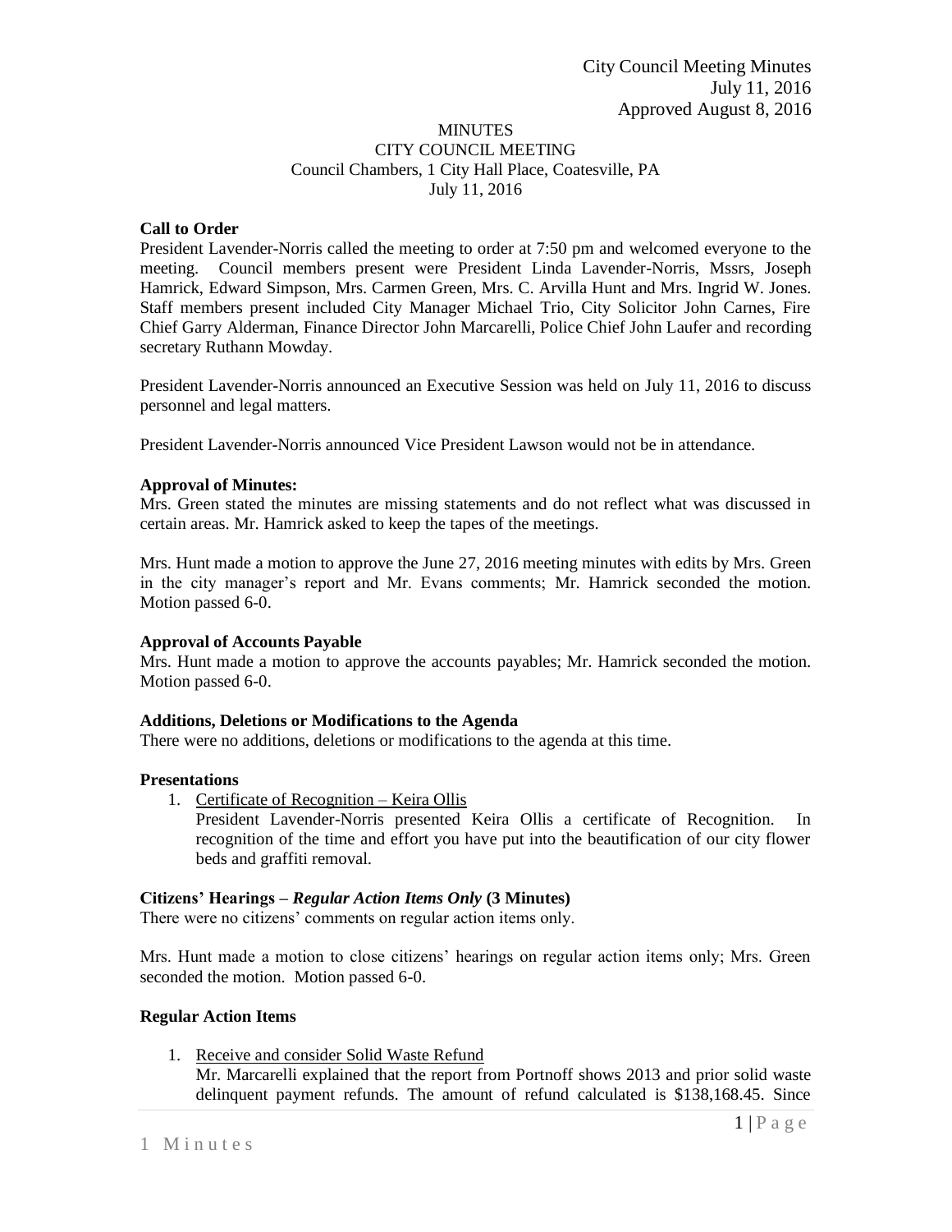City Council Meeting Minutes
July 11, 2016
Approved August 8, 2016

MINUTES
CITY COUNCIL MEETING
Council Chambers, 1 City Hall Place, Coatesville, PA
July 11, 2016

**Call to Order**
President Lavender-Norris called the meeting to order at 7:50 pm and welcomed everyone to the meeting. Council members present were President Linda Lavender-Norris, Mssrs, Joseph Hamrick, Edward Simpson, Mrs. Carmen Green, Mrs. C. Arvilla Hunt and Mrs. Ingrid W. Jones. Staff members present included City Manager Michael Trio, City Solicitor John Carnes, Fire Chief Garry Alderman, Finance Director John Marcarelli, Police Chief John Laufer and recording secretary Ruthann Mowday.

President Lavender-Norris announced an Executive Session was held on July 11, 2016 to discuss personnel and legal matters.

President Lavender-Norris announced Vice President Lawson would not be in attendance.

**Approval of Minutes:**
Mrs. Green stated the minutes are missing statements and do not reflect what was discussed in certain areas. Mr. Hamrick asked to keep the tapes of the meetings.

Mrs. Hunt made a motion to approve the June 27, 2016 meeting minutes with edits by Mrs. Green in the city manager's report and Mr. Evans comments; Mr. Hamrick seconded the motion. Motion passed 6-0.

**Approval of Accounts Payable**
Mrs. Hunt made a motion to approve the accounts payables; Mr. Hamrick seconded the motion. Motion passed 6-0.

**Additions, Deletions or Modifications to the Agenda**
There were no additions, deletions or modifications to the agenda at this time.

**Presentations**

1. Certificate of Recognition – Keira Ollis
   President Lavender-Norris presented Keira Ollis a certificate of Recognition. In recognition of the time and effort you have put into the beautification of our city flower beds and graffiti removal.

**Citizens' Hearings – *Regular Action Items Only* (3 Minutes)**
There were no citizens' comments on regular action items only.

Mrs. Hunt made a motion to close citizens' hearings on regular action items only; Mrs. Green seconded the motion. Motion passed 6-0.

**Regular Action Items**

1. Receive and consider Solid Waste Refund
   Mr. Marcarelli explained that the report from Portnoff shows 2013 and prior solid waste delinquent payment refunds. The amount of refund calculated is $138,168.45. Since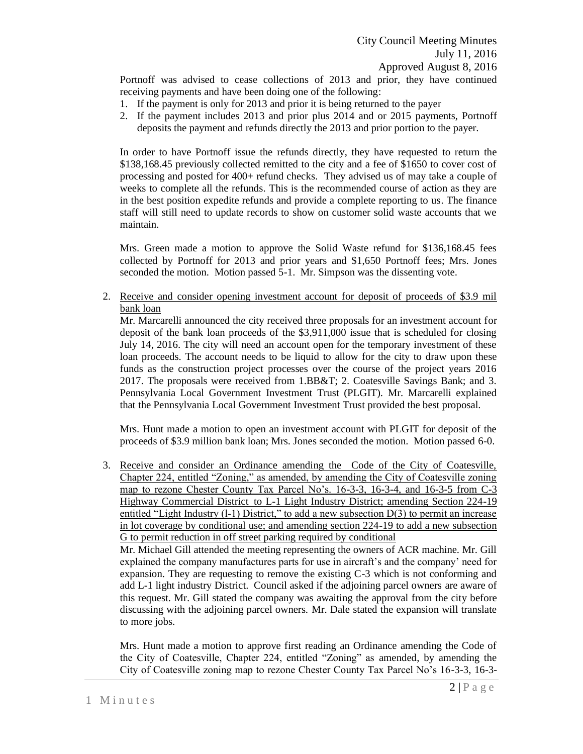Portnoff was advised to cease collections of 2013 and prior, they have continued receiving payments and have been doing one of the following:

1. If the payment is only for 2013 and prior it is being returned to the payer
2. If the payment includes 2013 and prior plus 2014 and or 2015 payments, Portnoff deposits the payment and refunds directly the 2013 and prior portion to the payer.

In order to have Portnoff issue the refunds directly, they have requested to return the $138,168.45 previously collected remitted to the city and a fee of $1650 to cover cost of processing and posted for 400+ refund checks. They advised us of may take a couple of weeks to complete all the refunds. This is the recommended course of action as they are in the best position expedite refunds and provide a complete reporting to us. The finance staff will still need to update records to show on customer solid waste accounts that we maintain.

Mrs. Green made a motion to approve the Solid Waste refund for $136,168.45 fees collected by Portnoff for 2013 and prior years and $1,650 Portnoff fees; Mrs. Jones seconded the motion. Motion passed 5-1. Mr. Simpson was the dissenting vote.

2. <u>Receive and consider opening investment account for deposit of proceeds of $3.9 mil bank loan</u>

   Mr. Marcarelli announced the city received three proposals for an investment account for deposit of the bank loan proceeds of the $3,911,000 issue that is scheduled for closing July 14, 2016. The city will need an account open for the temporary investment of these loan proceeds. The account needs to be liquid to allow for the city to draw upon these funds as the construction project processes over the course of the project years 2016 2017. The proposals were received from 1.BB&T; 2. Coatesville Savings Bank; and 3. Pennsylvania Local Government Investment Trust (PLGIT). Mr. Marcarelli explained that the Pennsylvania Local Government Investment Trust provided the best proposal.

   Mrs. Hunt made a motion to open an investment account with PLGIT for deposit of the proceeds of $3.9 million bank loan; Mrs. Jones seconded the motion. Motion passed 6-0.

3. <u>Receive and consider an Ordinance amending the Code of the City of Coatesville, Chapter 224, entitled "Zoning," as amended, by amending the City of Coatesville zoning map to rezone Chester County Tax Parcel No's. 16-3-3, 16-3-4, and 16-3-5 from C-3 Highway Commercial District to L-1 Light Industry District; amending Section 224-19 entitled "Light Industry (l-1) District," to add a new subsection D(3) to permit an increase in lot coverage by conditional use; and amending section 224-19 to add a new subsection G to permit reduction in off street parking required by conditional</u>

   Mr. Michael Gill attended the meeting representing the owners of ACR machine. Mr. Gill explained the company manufactures parts for use in aircraft's and the company' need for expansion. They are requesting to remove the existing C-3 which is not conforming and add L-1 light industry District. Council asked if the adjoining parcel owners are aware of this request. Mr. Gill stated the company was awaiting the approval from the city before discussing with the adjoining parcel owners. Mr. Dale stated the expansion will translate to more jobs.

   Mrs. Hunt made a motion to approve first reading an Ordinance amending the Code of the City of Coatesville, Chapter 224, entitled "Zoning" as amended, by amending the City of Coatesville zoning map to rezone Chester County Tax Parcel No's 16-3-3, 16-3-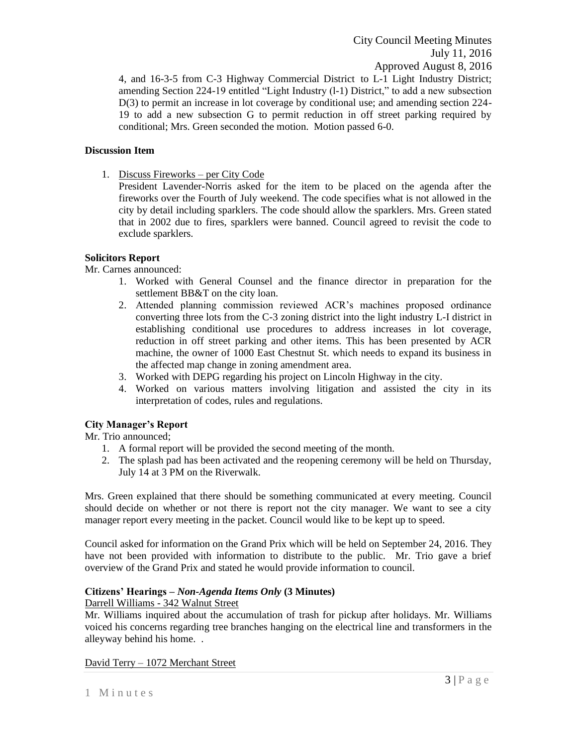4, and 16-3-5 from C-3 Highway Commercial District to L-1 Light Industry District; amending Section 224-19 entitled "Light Industry (l-1) District," to add a new subsection D(3) to permit an increase in lot coverage by conditional use; and amending section 224-19 to add a new subsection G to permit reduction in off street parking required by conditional; Mrs. Green seconded the motion. Motion passed 6-0.

**Discussion Item**

1. Discuss Fireworks – per City Code
   President Lavender-Norris asked for the item to be placed on the agenda after the fireworks over the Fourth of July weekend. The code specifies what is not allowed in the city by detail including sparklers. The code should allow the sparklers. Mrs. Green stated that in 2002 due to fires, sparklers were banned. Council agreed to revisit the code to exclude sparklers.

**Solicitors Report**

Mr. Carnes announced:

1. Worked with General Counsel and the finance director in preparation for the settlement BB&T on the city loan.
2. Attended planning commission reviewed ACR's machines proposed ordinance converting three lots from the C-3 zoning district into the light industry L-I district in establishing conditional use procedures to address increases in lot coverage, reduction in off street parking and other items. This has been presented by ACR machine, the owner of 1000 East Chestnut St. which needs to expand its business in the affected map change in zoning amendment area.
3. Worked with DEPG regarding his project on Lincoln Highway in the city.
4. Worked on various matters involving litigation and assisted the city in its interpretation of codes, rules and regulations.

**City Manager's Report**

Mr. Trio announced;

1. A formal report will be provided the second meeting of the month.
2. The splash pad has been activated and the reopening ceremony will be held on Thursday, July 14 at 3 PM on the Riverwalk.

Mrs. Green explained that there should be something communicated at every meeting. Council should decide on whether or not there is report not the city manager. We want to see a city manager report every meeting in the packet. Council would like to be kept up to speed.

Council asked for information on the Grand Prix which will be held on September 24, 2016. They have not been provided with information to distribute to the public. Mr. Trio gave a brief overview of the Grand Prix and stated he would provide information to council.

**Citizens' Hearings –** ***Non-Agenda Items Only*** **(3 Minutes)**

Darrell Williams - 342 Walnut Street

Mr. Williams inquired about the accumulation of trash for pickup after holidays. Mr. Williams voiced his concerns regarding tree branches hanging on the electrical line and transformers in the alleyway behind his home. .

David Terry – 1072 Merchant Street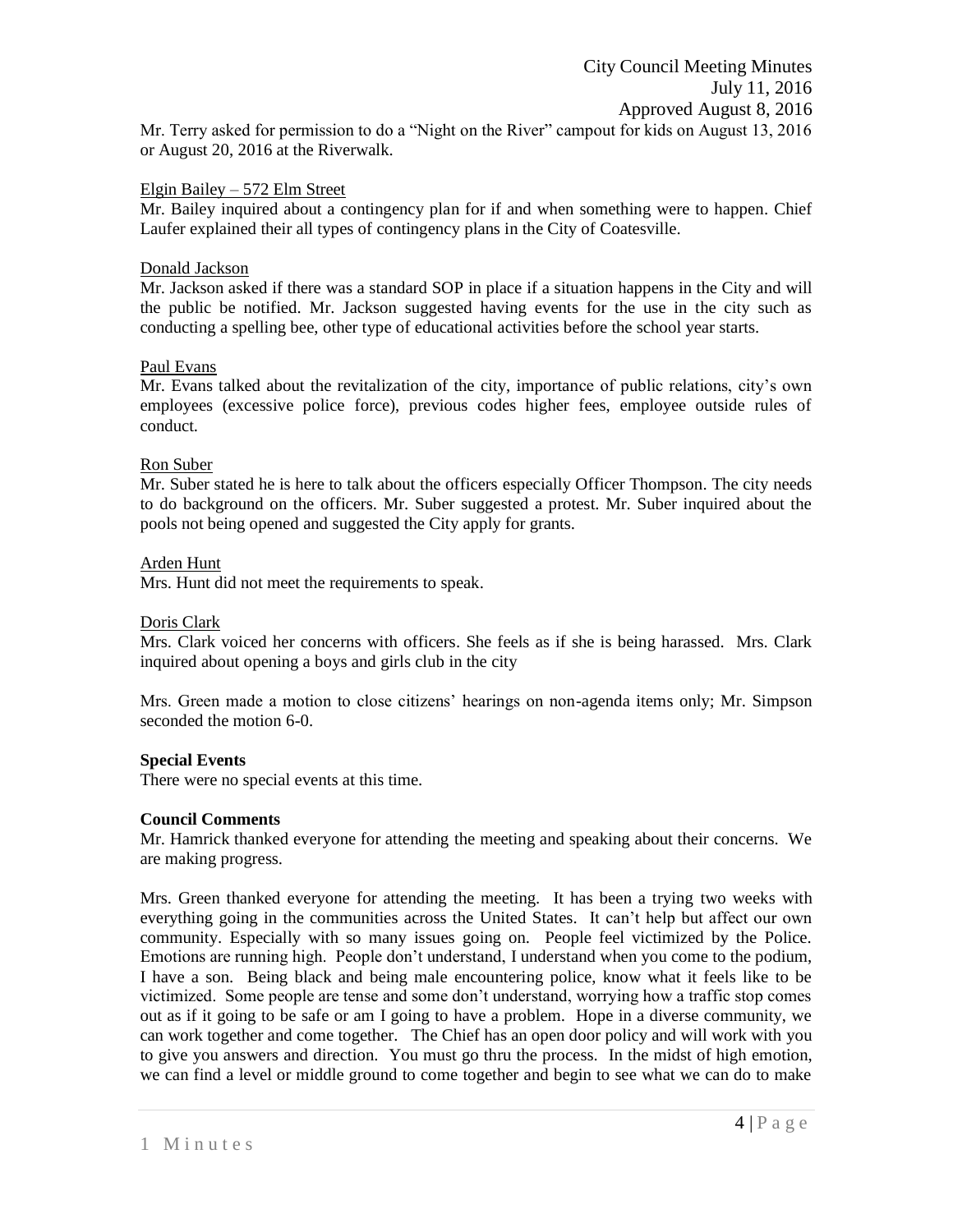Mr. Terry asked for permission to do a "Night on the River" campout for kids on August 13, 2016 or August 20, 2016 at the Riverwalk.

Elgin Bailey – 572 Elm Street

Mr. Bailey inquired about a contingency plan for if and when something were to happen. Chief Laufer explained their all types of contingency plans in the City of Coatesville.

Donald Jackson

Mr. Jackson asked if there was a standard SOP in place if a situation happens in the City and will the public be notified. Mr. Jackson suggested having events for the use in the city such as conducting a spelling bee, other type of educational activities before the school year starts.

Paul Evans

Mr. Evans talked about the revitalization of the city, importance of public relations, city's own employees (excessive police force), previous codes higher fees, employee outside rules of conduct.

Ron Suber

Mr. Suber stated he is here to talk about the officers especially Officer Thompson. The city needs to do background on the officers. Mr. Suber suggested a protest. Mr. Suber inquired about the pools not being opened and suggested the City apply for grants.

Arden Hunt

Mrs. Hunt did not meet the requirements to speak.

Doris Clark

Mrs. Clark voiced her concerns with officers. She feels as if she is being harassed. Mrs. Clark inquired about opening a boys and girls club in the city

Mrs. Green made a motion to close citizens' hearings on non-agenda items only; Mr. Simpson seconded the motion 6-0.

**Special Events**

There were no special events at this time.

**Council Comments**

Mr. Hamrick thanked everyone for attending the meeting and speaking about their concerns. We are making progress.

Mrs. Green thanked everyone for attending the meeting. It has been a trying two weeks with everything going in the communities across the United States. It can't help but affect our own community. Especially with so many issues going on. People feel victimized by the Police. Emotions are running high. People don't understand, I understand when you come to the podium, I have a son. Being black and being male encountering police, know what it feels like to be victimized. Some people are tense and some don't understand, worrying how a traffic stop comes out as if it going to be safe or am I going to have a problem. Hope in a diverse community, we can work together and come together. The Chief has an open door policy and will work with you to give you answers and direction. You must go thru the process. In the midst of high emotion, we can find a level or middle ground to come together and begin to see what we can do to make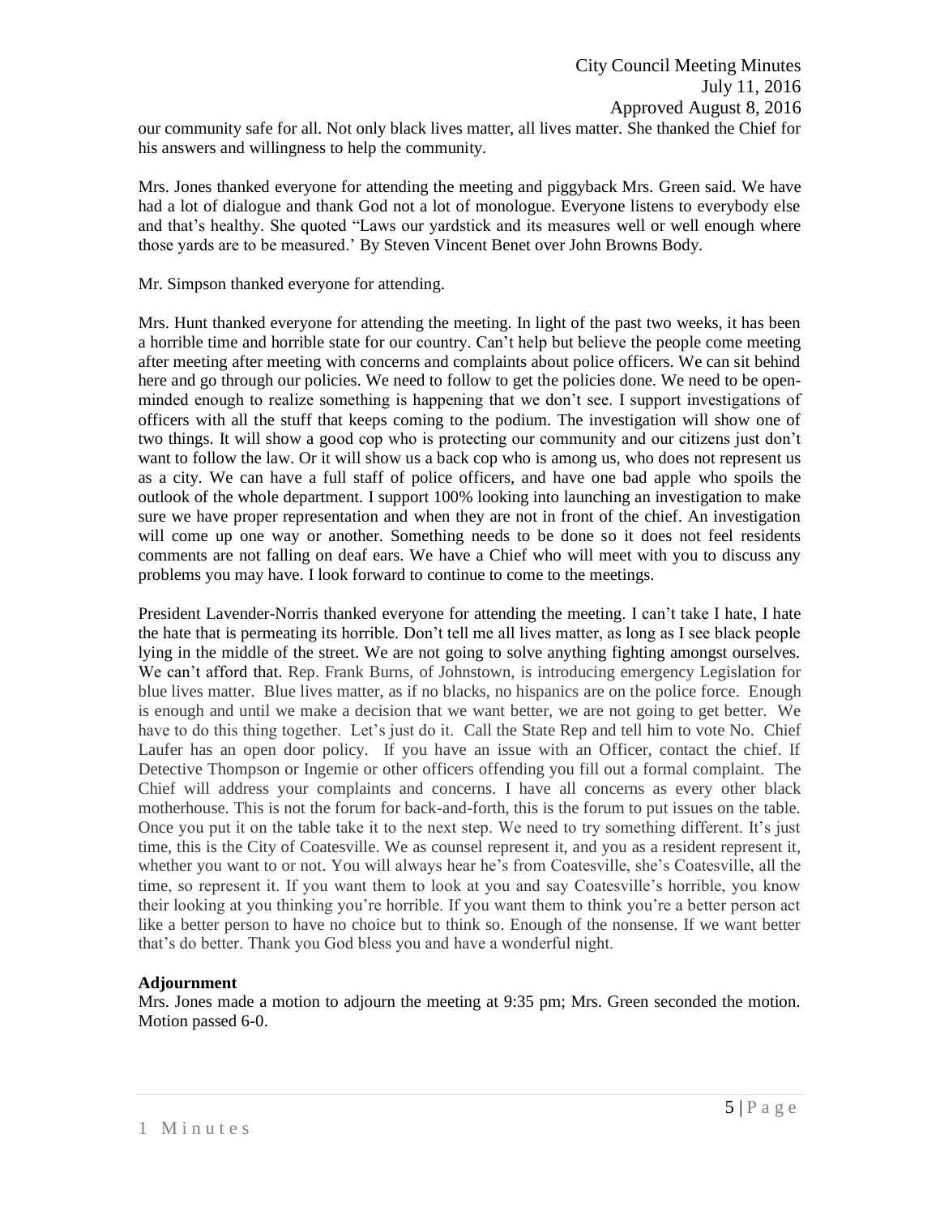our community safe for all. Not only black lives matter, all lives matter. She thanked the Chief for his answers and willingness to help the community.

Mrs. Jones thanked everyone for attending the meeting and piggyback Mrs. Green said. We have had a lot of dialogue and thank God not a lot of monologue. Everyone listens to everybody else and that's healthy. She quoted "Laws our yardstick and its measures well or well enough where those yards are to be measured.' By Steven Vincent Benet over John Browns Body.

Mr. Simpson thanked everyone for attending.

Mrs. Hunt thanked everyone for attending the meeting. In light of the past two weeks, it has been a horrible time and horrible state for our country. Can't help but believe the people come meeting after meeting after meeting with concerns and complaints about police officers. We can sit behind here and go through our policies. We need to follow to get the policies done. We need to be open-minded enough to realize something is happening that we don't see. I support investigations of officers with all the stuff that keeps coming to the podium. The investigation will show one of two things. It will show a good cop who is protecting our community and our citizens just don't want to follow the law. Or it will show us a back cop who is among us, who does not represent us as a city. We can have a full staff of police officers, and have one bad apple who spoils the outlook of the whole department. I support 100% looking into launching an investigation to make sure we have proper representation and when they are not in front of the chief. An investigation will come up one way or another. Something needs to be done so it does not feel residents comments are not falling on deaf ears. We have a Chief who will meet with you to discuss any problems you may have. I look forward to continue to come to the meetings.

President Lavender-Norris thanked everyone for attending the meeting. I can't take I hate, I hate the hate that is permeating its horrible. Don't tell me all lives matter, as long as I see black people lying in the middle of the street. We are not going to solve anything fighting amongst ourselves. We can't afford that. Rep. Frank Burns, of Johnstown, is introducing emergency Legislation for blue lives matter. Blue lives matter, as if no blacks, no hispanics are on the police force. Enough is enough and until we make a decision that we want better, we are not going to get better. We have to do this thing together. Let's just do it. Call the State Rep and tell him to vote No. Chief Laufer has an open door policy. If you have an issue with an Officer, contact the chief. If Detective Thompson or Ingemie or other officers offending you fill out a formal complaint. The Chief will address your complaints and concerns. I have all concerns as every other black motherhouse. This is not the forum for back-and-forth, this is the forum to put issues on the table. Once you put it on the table take it to the next step. We need to try something different. It's just time, this is the City of Coatesville. We as counsel represent it, and you as a resident represent it, whether you want to or not. You will always hear he's from Coatesville, she's Coatesville, all the time, so represent it. If you want them to look at you and say Coatesville's horrible, you know their looking at you thinking you're horrible. If you want them to think you're a better person act like a better person to have no choice but to think so. Enough of the nonsense. If we want better that's do better. Thank you God bless you and have a wonderful night.

**Adjournment**

Mrs. Jones made a motion to adjourn the meeting at 9:35 pm; Mrs. Green seconded the motion. Motion passed 6-0.